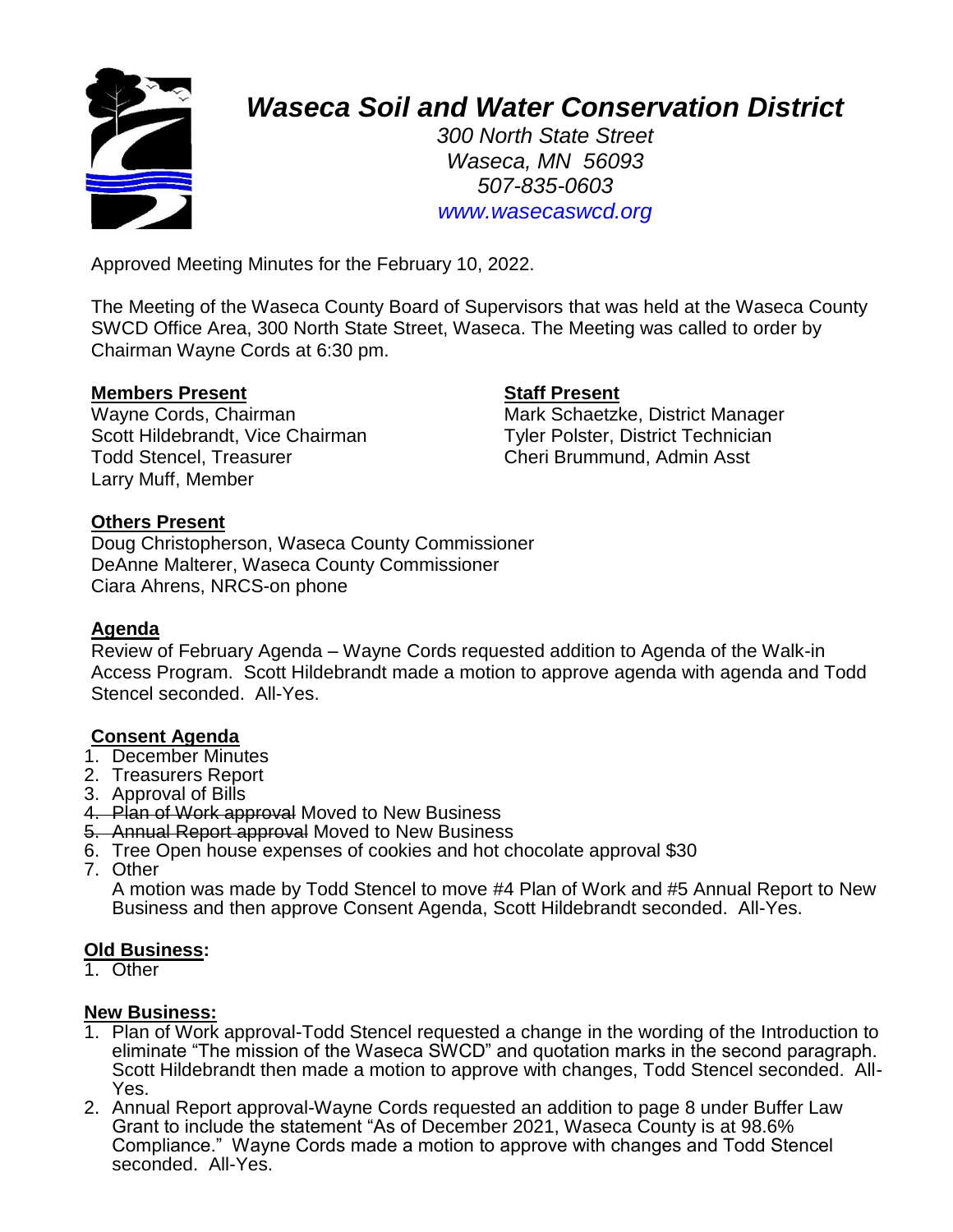# *Waseca Soil and Water Conservation District*

*300 North State Street*
*Waseca, MN 56093*
*507-835-0603*
*www.wasecaswcd.org*

Approved Meeting Minutes for the February 10, 2022.

The Meeting of the Waseca County Board of Supervisors that was held at the Waseca County SWCD Office Area, 300 North State Street, Waseca. The Meeting was called to order by Chairman Wayne Cords at 6:30 pm.

**Members Present**
Wayne Cords, Chairman
Scott Hildebrandt, Vice Chairman
Todd Stencel, Treasurer
Larry Muff, Member

**Staff Present**
Mark Schaetzke, District Manager
Tyler Polster, District Technician
Cheri Brummund, Admin Asst

**Others Present**
Doug Christopherson, Waseca County Commissioner
DeAnne Malterer, Waseca County Commissioner
Ciara Ahrens, NRCS-on phone

**Agenda**
Review of February Agenda – Wayne Cords requested addition to Agenda of the Walk-in Access Program. Scott Hildebrandt made a motion to approve agenda with agenda and Todd Stencel seconded. All-Yes.

**Consent Agenda**
1. December Minutes
2. Treasurers Report
3. Approval of Bills
4. ~~Plan of Work approval~~ Moved to New Business
5. ~~Annual Report approval~~ Moved to New Business
6. Tree Open house expenses of cookies and hot chocolate approval $30
7. Other
   A motion was made by Todd Stencel to move #4 Plan of Work and #5 Annual Report to New Business and then approve Consent Agenda, Scott Hildebrandt seconded. All-Yes.

**Old Business:**
1. Other

**New Business:**
1. Plan of Work approval-Todd Stencel requested a change in the wording of the Introduction to eliminate "The mission of the Waseca SWCD" and quotation marks in the second paragraph. Scott Hildebrandt then made a motion to approve with changes, Todd Stencel seconded. All-Yes.
2. Annual Report approval-Wayne Cords requested an addition to page 8 under Buffer Law Grant to include the statement "As of December 2021, Waseca County is at 98.6% Compliance." Wayne Cords made a motion to approve with changes and Todd Stencel seconded. All-Yes.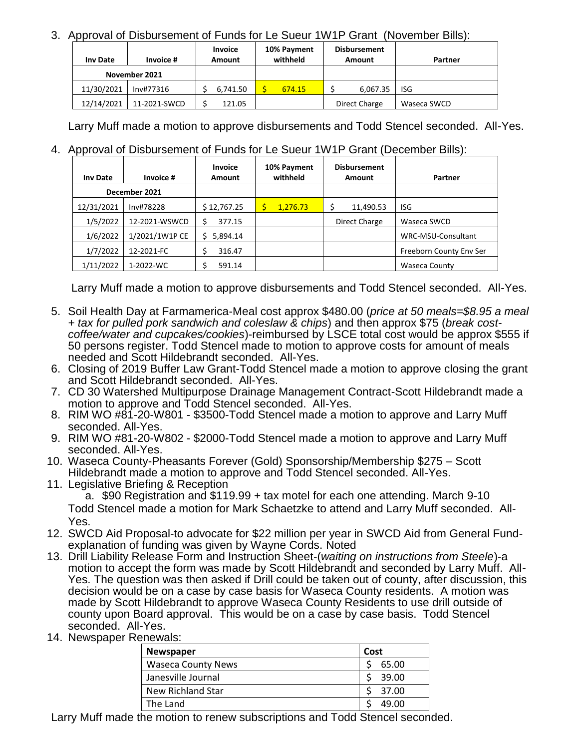3. Approval of Disbursement of Funds for Le Sueur 1W1P Grant (November Bills):

| Inv Date | Invoice # | Invoice Amount | 10% Payment withheld | Disbursement Amount | Partner |
|---|---|---|---|---|---|
| November 2021 | | | | | |
| 11/30/2021 | Inv#77316 | $ 6,741.50 | $ 674.15 | $ 6,067.35 | ISG |
| 12/14/2021 | 11-2021-SWCD | $ 121.05 | | Direct Charge | Waseca SWCD |

Larry Muff made a motion to approve disbursements and Todd Stencel seconded. All-Yes.

4. Approval of Disbursement of Funds for Le Sueur 1W1P Grant (December Bills):

| Inv Date | Invoice # | Invoice Amount | 10% Payment withheld | Disbursement Amount | Partner |
|---|---|---|---|---|---|
| December 2021 | | | | | |
| 12/31/2021 | Inv#78228 | $ 12,767.25 | $ 1,276.73 | $ 11,490.53 | ISG |
| 1/5/2022 | 12-2021-WSWCD | $ 377.15 | | Direct Charge | Waseca SWCD |
| 1/6/2022 | 1/2021/1W1P CE | $ 5,894.14 | | | WRC-MSU-Consultant |
| 1/7/2022 | 12-2021-FC | $ 316.47 | | | Freeborn County Env Ser |
| 1/11/2022 | 1-2022-WC | $ 591.14 | | | Waseca County |

Larry Muff made a motion to approve disbursements and Todd Stencel seconded. All-Yes.

5. Soil Health Day at Farmamerica-Meal cost approx $480.00 (*price at 50 meals=$8.95 a meal + tax for pulled pork sandwich and coleslaw & chips*) and then approx $75 (*break cost-coffee/water and cupcakes/cookies*)-reimbursed by LSCE total cost would be approx $555 if 50 persons register. Todd Stencel made to motion to approve costs for amount of meals needed and Scott Hildebrandt seconded. All-Yes.
6. Closing of 2019 Buffer Law Grant-Todd Stencel made a motion to approve closing the grant and Scott Hildebrandt seconded. All-Yes.
7. CD 30 Watershed Multipurpose Drainage Management Contract-Scott Hildebrandt made a motion to approve and Todd Stencel seconded. All-Yes.
8. RIM WO #81-20-W801 - $3500-Todd Stencel made a motion to approve and Larry Muff seconded. All-Yes.
9. RIM WO #81-20-W802 - $2000-Todd Stencel made a motion to approve and Larry Muff seconded. All-Yes.
10. Waseca County-Pheasants Forever (Gold) Sponsorship/Membership $275 – Scott Hildebrandt made a motion to approve and Todd Stencel seconded. All-Yes.
11. Legislative Briefing & Reception
    a. $90 Registration and $119.99 + tax motel for each one attending. March 9-10

    Todd Stencel made a motion for Mark Schaetzke to attend and Larry Muff seconded. All-Yes.
12. SWCD Aid Proposal-to advocate for $22 million per year in SWCD Aid from General Fund-explanation of funding was given by Wayne Cords. Noted
13. Drill Liability Release Form and Instruction Sheet-(*waiting on instructions from Steele*)-a motion to accept the form was made by Scott Hildebrandt and seconded by Larry Muff. All-Yes. The question was then asked if Drill could be taken out of county, after discussion, this decision would be on a case by case basis for Waseca County residents. A motion was made by Scott Hildebrandt to approve Waseca County Residents to use drill outside of county upon Board approval. This would be on a case by case basis. Todd Stencel seconded. All-Yes.
14. Newspaper Renewals:

| Newspaper | Cost |
|---|---|
| Waseca County News | $ 65.00 |
| Janesville Journal | $ 39.00 |
| New Richland Star | $ 37.00 |
| The Land | $ 49.00 |

Larry Muff made the motion to renew subscriptions and Todd Stencel seconded.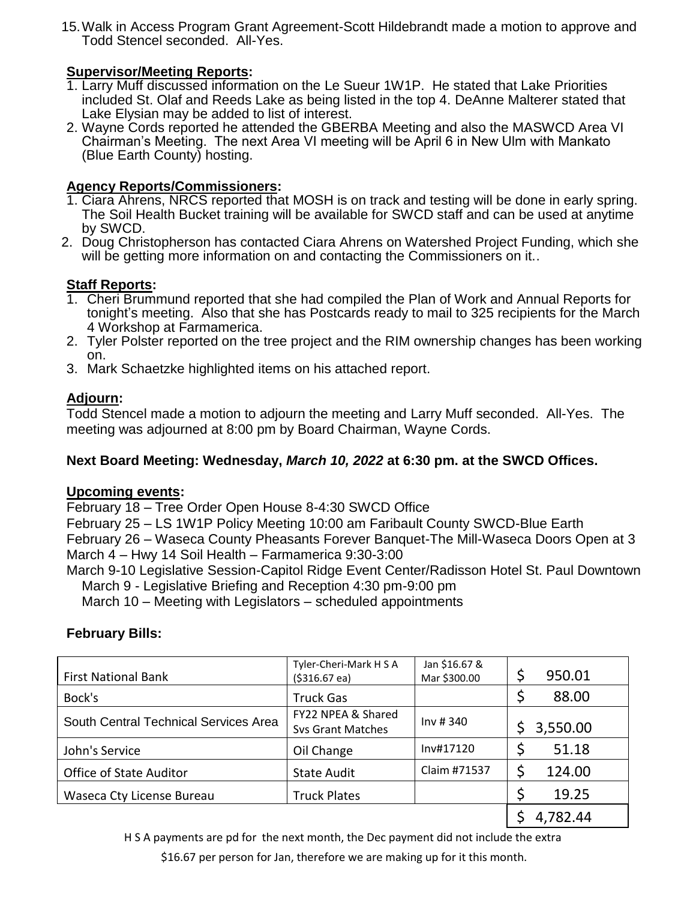15. Walk in Access Program Grant Agreement-Scott Hildebrandt made a motion to approve and Todd Stencel seconded. All-Yes.

**Supervisor/Meeting Reports:**

1. Larry Muff discussed information on the Le Sueur 1W1P. He stated that Lake Priorities included St. Olaf and Reeds Lake as being listed in the top 4. DeAnne Malterer stated that Lake Elysian may be added to list of interest.
2. Wayne Cords reported he attended the GBERBA Meeting and also the MASWCD Area VI Chairman's Meeting. The next Area VI meeting will be April 6 in New Ulm with Mankato (Blue Earth County) hosting.

**Agency Reports/Commissioners:**

1. Ciara Ahrens, NRCS reported that MOSH is on track and testing will be done in early spring. The Soil Health Bucket training will be available for SWCD staff and can be used at anytime by SWCD.
2. Doug Christopherson has contacted Ciara Ahrens on Watershed Project Funding, which she will be getting more information on and contacting the Commissioners on it..

**Staff Reports:**

1. Cheri Brummund reported that she had compiled the Plan of Work and Annual Reports for tonight's meeting. Also that she has Postcards ready to mail to 325 recipients for the March 4 Workshop at Farmamerica.
2. Tyler Polster reported on the tree project and the RIM ownership changes has been working on.
3. Mark Schaetzke highlighted items on his attached report.

**Adjourn:**

Todd Stencel made a motion to adjourn the meeting and Larry Muff seconded. All-Yes. The meeting was adjourned at 8:00 pm by Board Chairman, Wayne Cords.

**Next Board Meeting: Wednesday, *March 10, 2022* at 6:30 pm. at the SWCD Offices.**

**Upcoming events:**

February 18 – Tree Order Open House 8-4:30 SWCD Office
February 25 – LS 1W1P Policy Meeting 10:00 am Faribault County SWCD-Blue Earth
February 26 – Waseca County Pheasants Forever Banquet-The Mill-Waseca Doors Open at 3
March 4 – Hwy 14 Soil Health – Farmamerica 9:30-3:00
March 9-10 Legislative Session-Capitol Ridge Event Center/Radisson Hotel St. Paul Downtown
  March 9 - Legislative Briefing and Reception 4:30 pm-9:00 pm
  March 10 – Meeting with Legislators – scheduled appointments

**February Bills:**

| | | | |
|---|---|---|---|
| First National Bank | Tyler-Cheri-Mark H S A ($316.67 ea) | Jan $16.67 & Mar $300.00 | $ 950.01 |
| Bock's | Truck Gas | | $ 88.00 |
| South Central Technical Services Area | FY22 NPEA & Shared Svs Grant Matches | Inv # 340 | $ 3,550.00 |
| John's Service | Oil Change | Inv#17120 | $ 51.18 |
| Office of State Auditor | State Audit | Claim #71537 | $ 124.00 |
| Waseca Cty License Bureau | Truck Plates | | $ 19.25 |
| | | | $ 4,782.44 |

H S A payments are pd for the next month, the Dec payment did not include the extra $16.67 per person for Jan, therefore we are making up for it this month.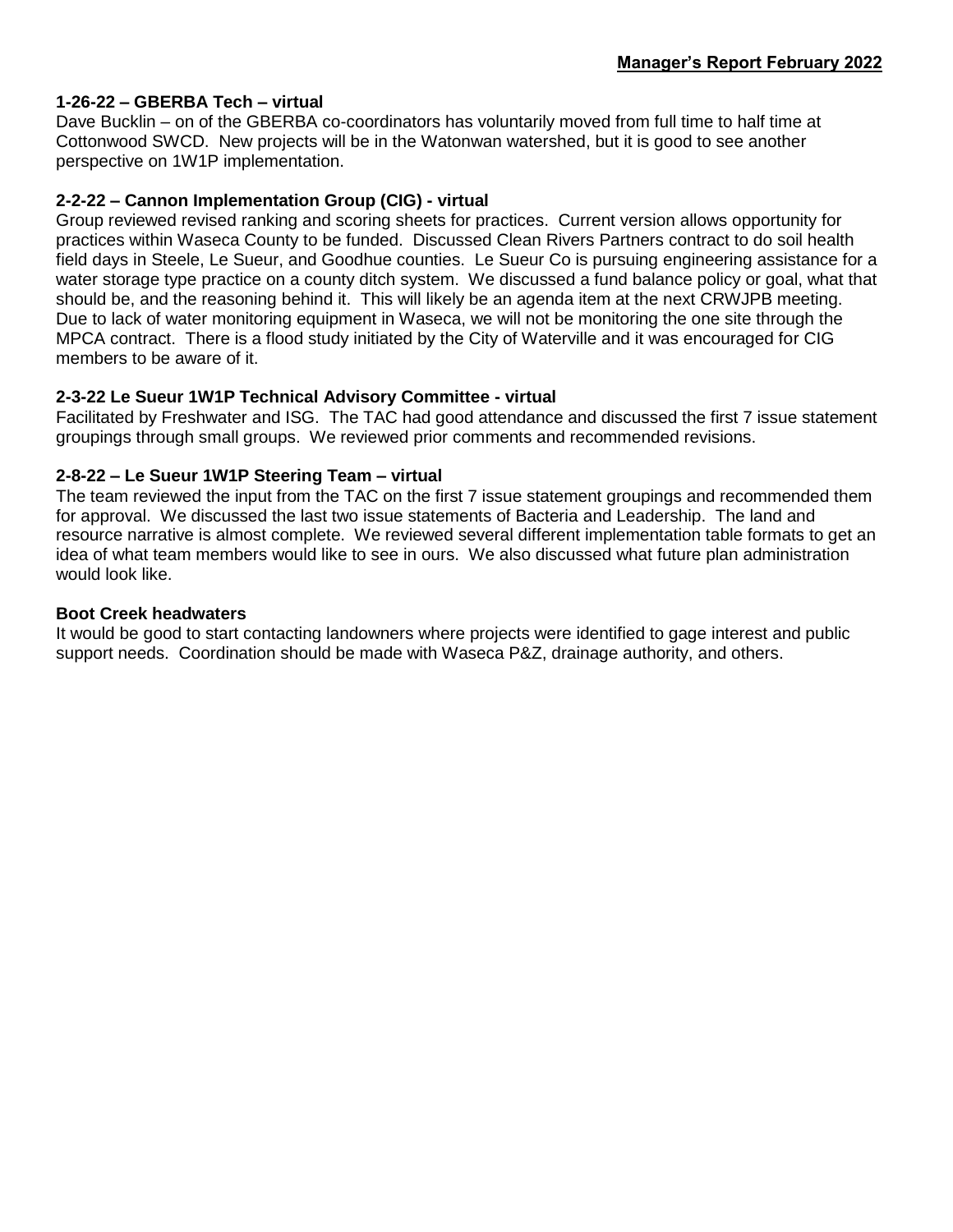**Manager's Report February 2022**

**1-26-22 – GBERBA Tech – virtual**

Dave Bucklin – on of the GBERBA co-coordinators has voluntarily moved from full time to half time at Cottonwood SWCD. New projects will be in the Watonwan watershed, but it is good to see another perspective on 1W1P implementation.

**2-2-22 – Cannon Implementation Group (CIG) - virtual**

Group reviewed revised ranking and scoring sheets for practices. Current version allows opportunity for practices within Waseca County to be funded. Discussed Clean Rivers Partners contract to do soil health field days in Steele, Le Sueur, and Goodhue counties. Le Sueur Co is pursuing engineering assistance for a water storage type practice on a county ditch system. We discussed a fund balance policy or goal, what that should be, and the reasoning behind it. This will likely be an agenda item at the next CRWJPB meeting. Due to lack of water monitoring equipment in Waseca, we will not be monitoring the one site through the MPCA contract. There is a flood study initiated by the City of Waterville and it was encouraged for CIG members to be aware of it.

**2-3-22 Le Sueur 1W1P Technical Advisory Committee - virtual**

Facilitated by Freshwater and ISG. The TAC had good attendance and discussed the first 7 issue statement groupings through small groups. We reviewed prior comments and recommended revisions.

**2-8-22 – Le Sueur 1W1P Steering Team – virtual**

The team reviewed the input from the TAC on the first 7 issue statement groupings and recommended them for approval. We discussed the last two issue statements of Bacteria and Leadership. The land and resource narrative is almost complete. We reviewed several different implementation table formats to get an idea of what team members would like to see in ours. We also discussed what future plan administration would look like.

**Boot Creek headwaters**

It would be good to start contacting landowners where projects were identified to gage interest and public support needs. Coordination should be made with Waseca P&Z, drainage authority, and others.